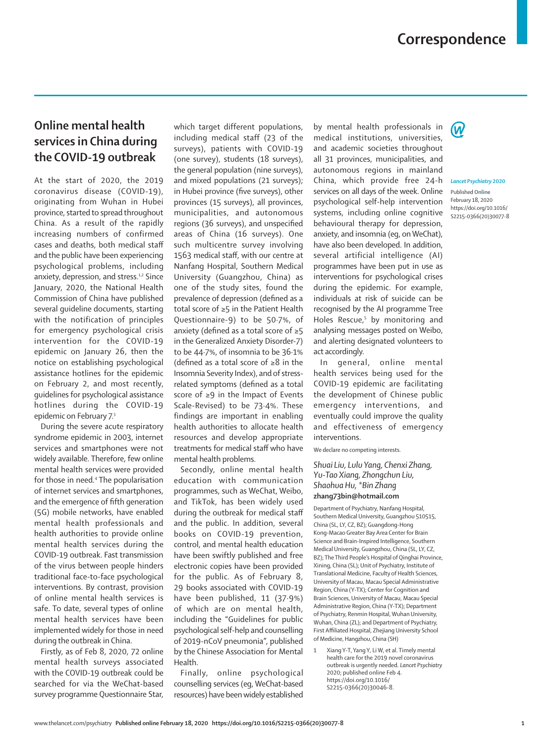# Correspondence

## Online mental health services in China during the COVID-19 outbreak

At the start of 2020, the 2019 coronavirus disease (COVID-19), originating from Wuhan in Hubei province, started to spread throughout China. As a result of the rapidly increasing numbers of confirmed cases and deaths, both medical staff and the public have been experiencing psychological problems, including anxiety, depression, and stress.[1,2] Since January, 2020, the National Health Commission of China have published several guideline documents, starting with the notification of principles for emergency psychological crisis intervention for the COVID-19 epidemic on January 26, then the notice on establishing psychological assistance hotlines for the epidemic on February 2, and most recently, guidelines for psychological assistance hotlines during the COVID-19 epidemic on February 7.[3]

During the severe acute respiratory syndrome epidemic in 2003, internet services and smartphones were not widely available. Therefore, few online mental health services were provided for those in need.[4] The popularisation of internet services and smartphones, and the emergence of fifth generation (5G) mobile networks, have enabled mental health professionals and health authorities to provide online mental health services during the COVID-19 outbreak. Fast transmission of the virus between people hinders traditional face-to-face psychological interventions. By contrast, provision of online mental health services is safe. To date, several types of online mental health services have been implemented widely for those in need during the outbreak in China.

Firstly, as of Feb 8, 2020, 72 online mental health surveys associated with the COVID-19 outbreak could be searched for via the WeChat-based survey programme Questionnaire Star, which target different populations, including medical staff (23 of the surveys), patients with COVID-19 (one survey), students (18 surveys), the general population (nine surveys), and mixed populations (21 surveys); in Hubei province (five surveys), other provinces (15 surveys), all provinces, municipalities, and autonomous regions (36 surveys), and unspecified areas of China (16 surveys). One such multicentre survey involving 1563 medical staff, with our centre at Nanfang Hospital, Southern Medical University (Guangzhou, China) as one of the study sites, found the prevalence of depression (defined as a total score of ≥5 in the Patient Health Questionnaire-9) to be 50·7%, of anxiety (defined as a total score of ≥5 in the Generalized Anxiety Disorder-7) to be 44·7%, of insomnia to be 36·1% (defined as a total score of ≥8 in the Insomnia Severity Index), and of stress-related symptoms (defined as a total score of ≥9 in the Impact of Events Scale-Revised) to be 73·4%. These findings are important in enabling health authorities to allocate health resources and develop appropriate treatments for medical staff who have mental health problems.

Secondly, online mental health education with communication programmes, such as WeChat, Weibo, and TikTok, has been widely used during the outbreak for medical staff and the public. In addition, several books on COVID-19 prevention, control, and mental health education have been swiftly published and free electronic copies have been provided for the public. As of February 8, 29 books associated with COVID-19 have been published, 11 (37·9%) of which are on mental health, including the "Guidelines for public psychological self-help and counselling of 2019-nCoV pneumonia", published by the Chinese Association for Mental Health.

Finally, online psychological counselling services (eg, WeChat-based resources) have been widely established by mental health professionals in medical institutions, universities, and academic societies throughout all 31 provinces, municipalities, and autonomous regions in mainland China, which provide free 24-h services on all days of the week. Online psychological self-help intervention systems, including online cognitive behavioural therapy for depression, anxiety, and insomnia (eg, on WeChat), have also been developed. In addition, several artificial intelligence (AI) programmes have been put in use as interventions for psychological crises during the epidemic. For example, individuals at risk of suicide can be recognised by the AI programme Tree Holes Rescue,[5] by monitoring and analysing messages posted on Weibo, and alerting designated volunteers to act accordingly.

In general, online mental health services being used for the COVID-19 epidemic are facilitating the development of Chinese public emergency interventions, and eventually could improve the quality and effectiveness of emergency interventions.

We declare no competing interests.

*Shuai Liu, Lulu Yang, Chenxi Zhang, Yu-Tao Xiang, Zhongchun Liu, Shaohua Hu, \*Bin Zhang*
**zhang73bin@hotmail.com**

Department of Psychiatry, Nanfang Hospital, Southern Medical University, Guangzhou 510515, China (SL, LY, CZ, BZ); Guangdong-Hong Kong-Macao Greater Bay Area Center for Brain Science and Brain-Inspired Intelligence, Southern Medical University, Guangzhou, China (SL, LY, CZ, BZ); The Third People's Hospital of Qinghai Province, Xining, China (SL); Unit of Psychiatry, Institute of Translational Medicine, Faculty of Health Sciences, University of Macau, Macau Special Administrative Region, China (Y-TX); Center for Cognition and Brain Sciences, University of Macau, Macau Special Administrative Region, China (Y-TX); Department of Psychiatry, Renmin Hospital, Wuhan University, Wuhan, China (ZL); and Department of Psychiatry, First Affiliated Hospital, Zhejiang University School of Medicine, Hangzhou, China (SH)

*Lancet Psychiatry* 2020

Published Online February 18, 2020 https://doi.org/10.1016/S2215-0366(20)30077-8

1 Xiang Y-T, Yang Y, Li W, et al. Timely mental health care for the 2019 novel coronavirus outbreak is urgently needed. *Lancet Psychiatry* 2020; published online Feb 4. https://doi.org/10.1016/S2215-0366(20)30046-8.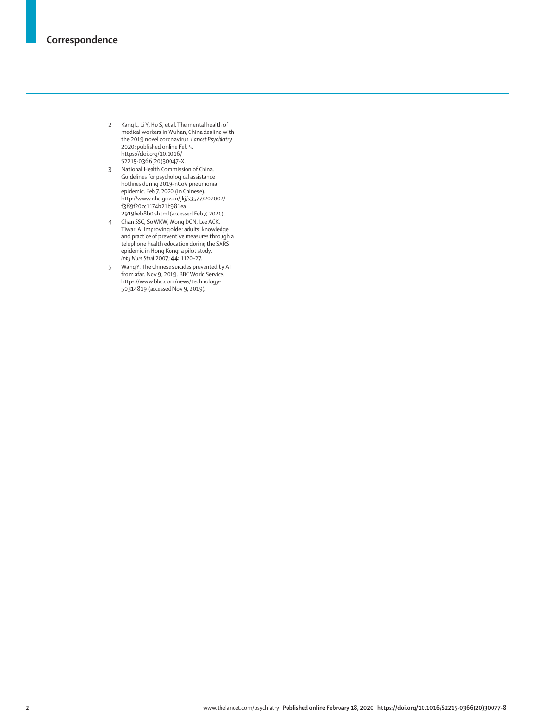2. Kang L, Li Y, Hu S, et al. The mental health of medical workers in Wuhan, China dealing with the 2019 novel coronavirus. *Lancet Psychiatry* 2020; published online Feb 5. https://doi.org/10.1016/S2215-0366(20)30047-X.
3. National Health Commission of China. Guidelines for psychological assistance hotlines during 2019-nCoV pneumonia epidemic. Feb 7, 2020 (in Chinese). http://www.nhc.gov.cn/jkj/s3577/202002/f389f20cc1174b21b981ea2919beb8b0.shtml (accessed Feb 7, 2020).
4. Chan SSC, So WKW, Wong DCN, Lee ACK, Tiwari A. Improving older adults' knowledge and practice of preventive measures through a telephone health education during the SARS epidemic in Hong Kong: a pilot study. *Int J Nurs Stud* 2007; **44:** 1120–27.
5. Wang Y. The Chinese suicides prevented by AI from afar. Nov 9, 2019. BBC World Service. https://www.bbc.com/news/technology-50314819 (accessed Nov 9, 2019).